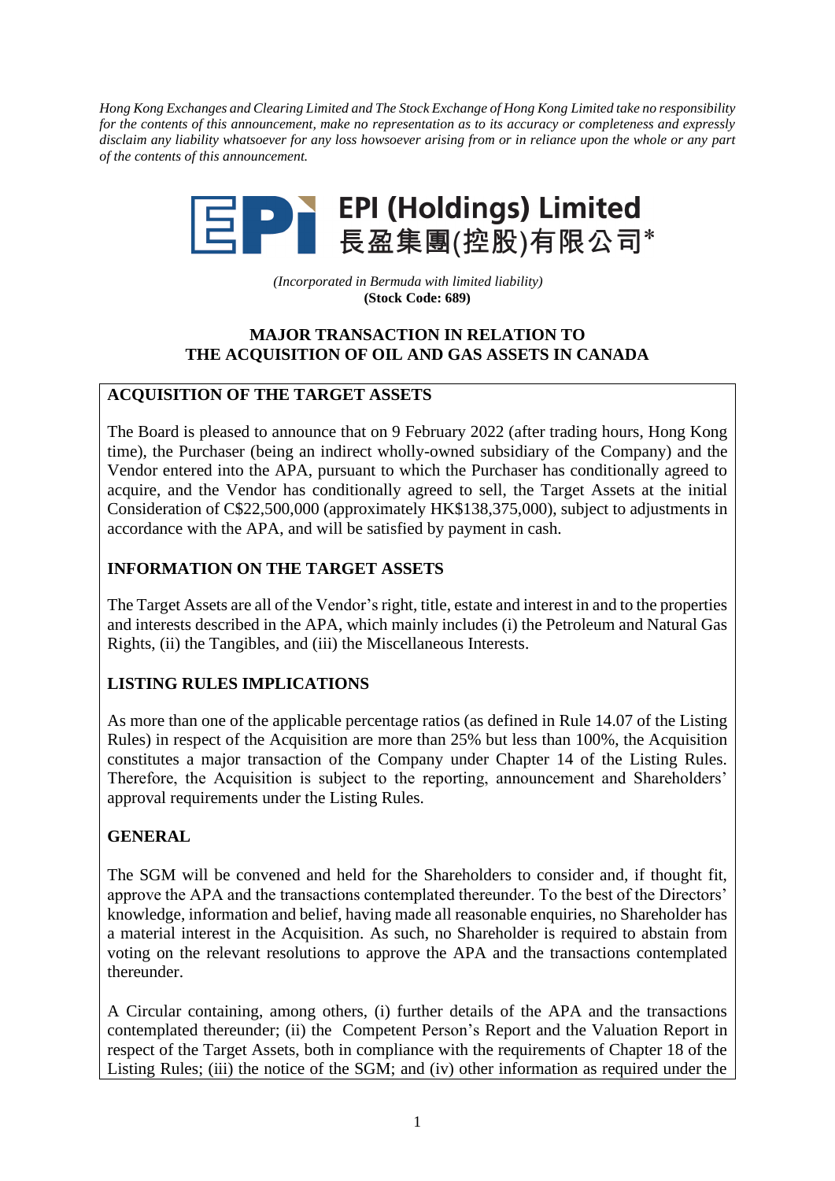*Hong Kong Exchanges and Clearing Limited and The Stock Exchange of Hong Kong Limited take no responsibility for the contents of this announcement, make no representation as to its accuracy or completeness and expressly disclaim any liability whatsoever for any loss howsoever arising from or in reliance upon the whole or any part of the contents of this announcement.*

# EPI (Holdings) Limited
# 長盈集團(控股)有限公司*

*(Incorporated in Bermuda with limited liability)*
**(Stock Code: 689)**

## MAJOR TRANSACTION IN RELATION TO THE ACQUISITION OF OIL AND GAS ASSETS IN CANADA

### ACQUISITION OF THE TARGET ASSETS

The Board is pleased to announce that on 9 February 2022 (after trading hours, Hong Kong time), the Purchaser (being an indirect wholly-owned subsidiary of the Company) and the Vendor entered into the APA, pursuant to which the Purchaser has conditionally agreed to acquire, and the Vendor has conditionally agreed to sell, the Target Assets at the initial Consideration of C$22,500,000 (approximately HK$138,375,000), subject to adjustments in accordance with the APA, and will be satisfied by payment in cash.

### INFORMATION ON THE TARGET ASSETS

The Target Assets are all of the Vendor's right, title, estate and interest in and to the properties and interests described in the APA, which mainly includes (i) the Petroleum and Natural Gas Rights, (ii) the Tangibles, and (iii) the Miscellaneous Interests.

### LISTING RULES IMPLICATIONS

As more than one of the applicable percentage ratios (as defined in Rule 14.07 of the Listing Rules) in respect of the Acquisition are more than 25% but less than 100%, the Acquisition constitutes a major transaction of the Company under Chapter 14 of the Listing Rules. Therefore, the Acquisition is subject to the reporting, announcement and Shareholders' approval requirements under the Listing Rules.

### GENERAL

The SGM will be convened and held for the Shareholders to consider and, if thought fit, approve the APA and the transactions contemplated thereunder. To the best of the Directors' knowledge, information and belief, having made all reasonable enquiries, no Shareholder has a material interest in the Acquisition. As such, no Shareholder is required to abstain from voting on the relevant resolutions to approve the APA and the transactions contemplated thereunder.

A Circular containing, among others, (i) further details of the APA and the transactions contemplated thereunder; (ii) the Competent Person's Report and the Valuation Report in respect of the Target Assets, both in compliance with the requirements of Chapter 18 of the Listing Rules; (iii) the notice of the SGM; and (iv) other information as required under the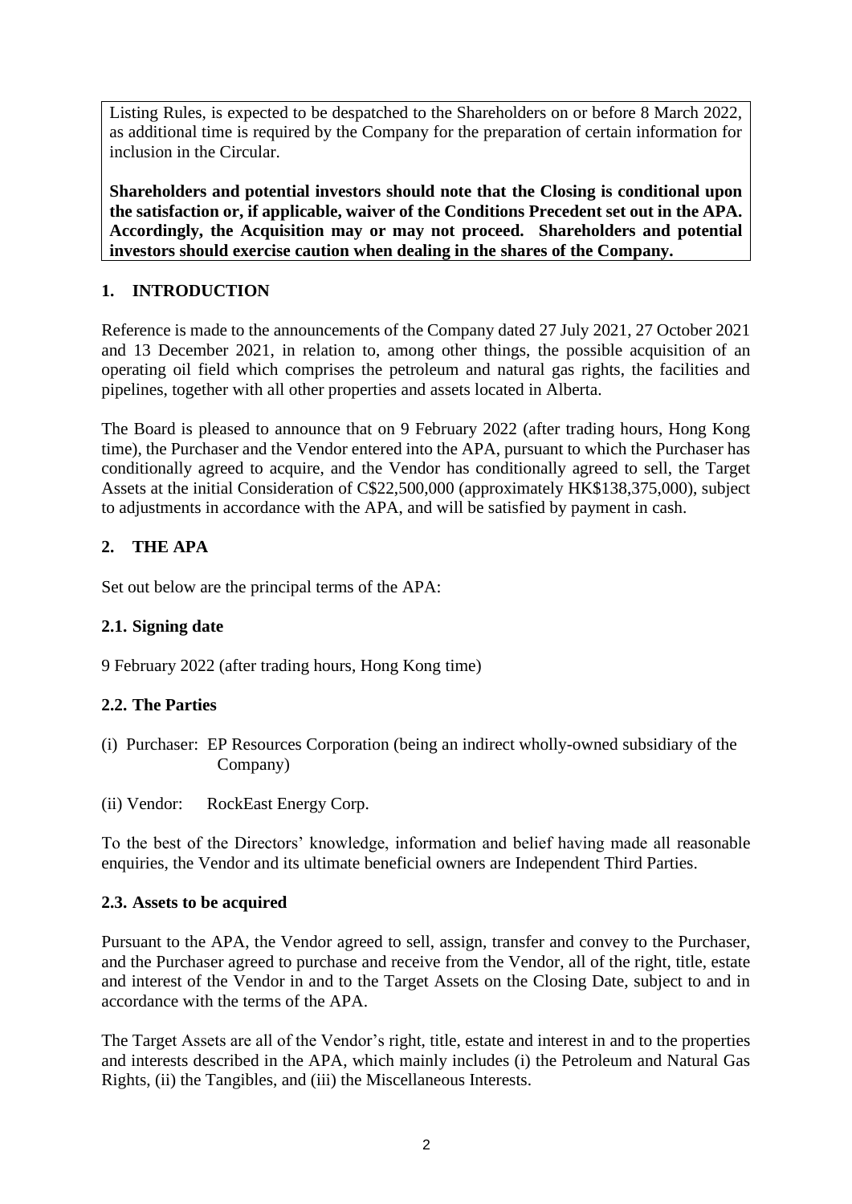Listing Rules, is expected to be despatched to the Shareholders on or before 8 March 2022, as additional time is required by the Company for the preparation of certain information for inclusion in the Circular.

**Shareholders and potential investors should note that the Closing is conditional upon the satisfaction or, if applicable, waiver of the Conditions Precedent set out in the APA. Accordingly, the Acquisition may or may not proceed. Shareholders and potential investors should exercise caution when dealing in the shares of the Company.**

## 1. INTRODUCTION

Reference is made to the announcements of the Company dated 27 July 2021, 27 October 2021 and 13 December 2021, in relation to, among other things, the possible acquisition of an operating oil field which comprises the petroleum and natural gas rights, the facilities and pipelines, together with all other properties and assets located in Alberta.

The Board is pleased to announce that on 9 February 2022 (after trading hours, Hong Kong time), the Purchaser and the Vendor entered into the APA, pursuant to which the Purchaser has conditionally agreed to acquire, and the Vendor has conditionally agreed to sell, the Target Assets at the initial Consideration of C$22,500,000 (approximately HK$138,375,000), subject to adjustments in accordance with the APA, and will be satisfied by payment in cash.

## 2. THE APA

Set out below are the principal terms of the APA:

### 2.1. Signing date

9 February 2022 (after trading hours, Hong Kong time)

### 2.2. The Parties

(i) Purchaser: EP Resources Corporation (being an indirect wholly-owned subsidiary of the Company)

(ii) Vendor: RockEast Energy Corp.

To the best of the Directors' knowledge, information and belief having made all reasonable enquiries, the Vendor and its ultimate beneficial owners are Independent Third Parties.

### 2.3. Assets to be acquired

Pursuant to the APA, the Vendor agreed to sell, assign, transfer and convey to the Purchaser, and the Purchaser agreed to purchase and receive from the Vendor, all of the right, title, estate and interest of the Vendor in and to the Target Assets on the Closing Date, subject to and in accordance with the terms of the APA.

The Target Assets are all of the Vendor's right, title, estate and interest in and to the properties and interests described in the APA, which mainly includes (i) the Petroleum and Natural Gas Rights, (ii) the Tangibles, and (iii) the Miscellaneous Interests.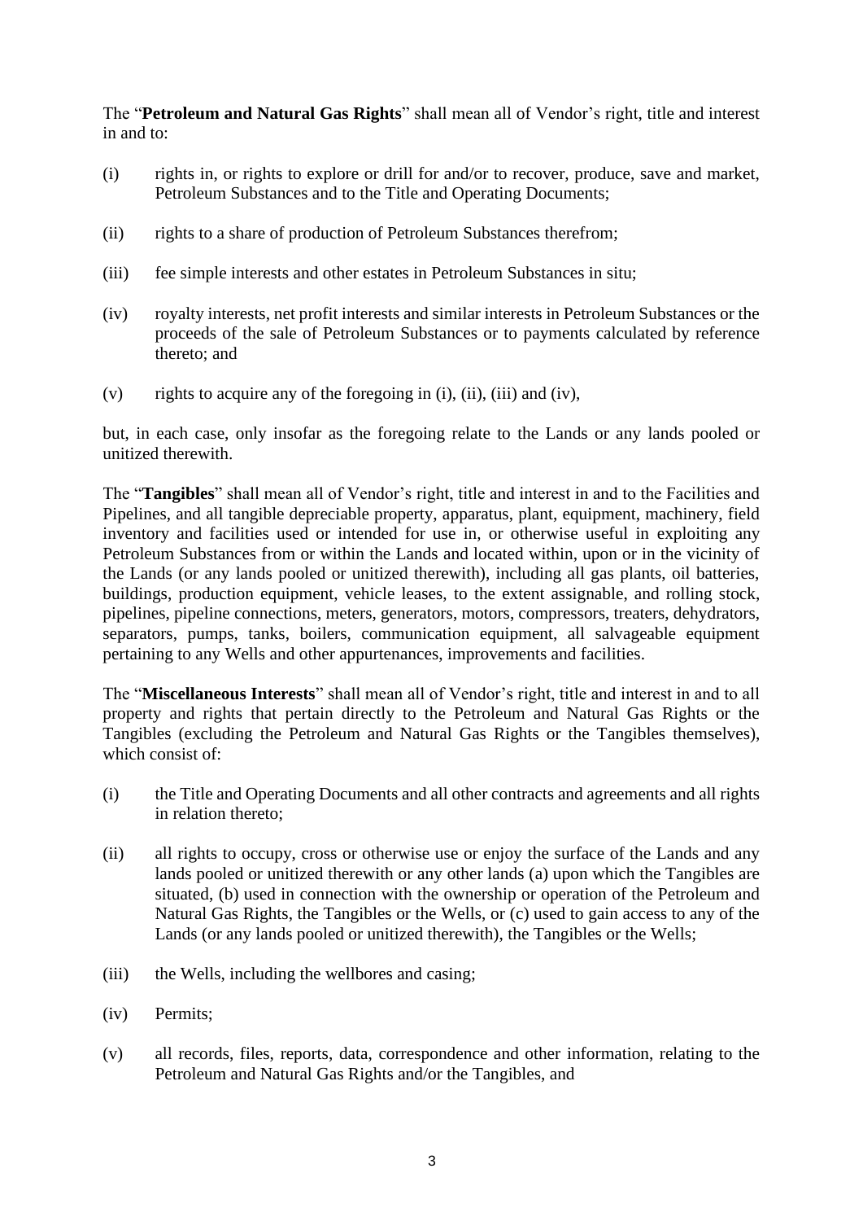The "**Petroleum and Natural Gas Rights**" shall mean all of Vendor's right, title and interest in and to:

(i) rights in, or rights to explore or drill for and/or to recover, produce, save and market, Petroleum Substances and to the Title and Operating Documents;

(ii) rights to a share of production of Petroleum Substances therefrom;

(iii) fee simple interests and other estates in Petroleum Substances in situ;

(iv) royalty interests, net profit interests and similar interests in Petroleum Substances or the proceeds of the sale of Petroleum Substances or to payments calculated by reference thereto; and

(v) rights to acquire any of the foregoing in (i), (ii), (iii) and (iv),

but, in each case, only insofar as the foregoing relate to the Lands or any lands pooled or unitized therewith.

The "**Tangibles**" shall mean all of Vendor's right, title and interest in and to the Facilities and Pipelines, and all tangible depreciable property, apparatus, plant, equipment, machinery, field inventory and facilities used or intended for use in, or otherwise useful in exploiting any Petroleum Substances from or within the Lands and located within, upon or in the vicinity of the Lands (or any lands pooled or unitized therewith), including all gas plants, oil batteries, buildings, production equipment, vehicle leases, to the extent assignable, and rolling stock, pipelines, pipeline connections, meters, generators, motors, compressors, treaters, dehydrators, separators, pumps, tanks, boilers, communication equipment, all salvageable equipment pertaining to any Wells and other appurtenances, improvements and facilities.

The "**Miscellaneous Interests**" shall mean all of Vendor's right, title and interest in and to all property and rights that pertain directly to the Petroleum and Natural Gas Rights or the Tangibles (excluding the Petroleum and Natural Gas Rights or the Tangibles themselves), which consist of:

(i) the Title and Operating Documents and all other contracts and agreements and all rights in relation thereto;

(ii) all rights to occupy, cross or otherwise use or enjoy the surface of the Lands and any lands pooled or unitized therewith or any other lands (a) upon which the Tangibles are situated, (b) used in connection with the ownership or operation of the Petroleum and Natural Gas Rights, the Tangibles or the Wells, or (c) used to gain access to any of the Lands (or any lands pooled or unitized therewith), the Tangibles or the Wells;

(iii) the Wells, including the wellbores and casing;

(iv) Permits;

(v) all records, files, reports, data, correspondence and other information, relating to the Petroleum and Natural Gas Rights and/or the Tangibles, and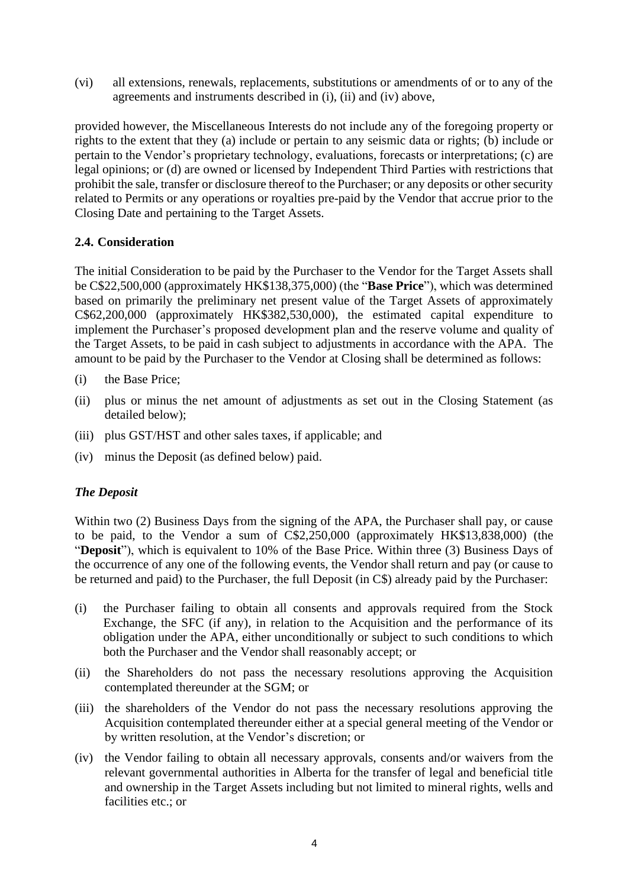(vi) all extensions, renewals, replacements, substitutions or amendments of or to any of the agreements and instruments described in (i), (ii) and (iv) above,

provided however, the Miscellaneous Interests do not include any of the foregoing property or rights to the extent that they (a) include or pertain to any seismic data or rights; (b) include or pertain to the Vendor's proprietary technology, evaluations, forecasts or interpretations; (c) are legal opinions; or (d) are owned or licensed by Independent Third Parties with restrictions that prohibit the sale, transfer or disclosure thereof to the Purchaser; or any deposits or other security related to Permits or any operations or royalties pre-paid by the Vendor that accrue prior to the Closing Date and pertaining to the Target Assets.

### 2.4. Consideration

The initial Consideration to be paid by the Purchaser to the Vendor for the Target Assets shall be C$22,500,000 (approximately HK$138,375,000) (the "**Base Price**"), which was determined based on primarily the preliminary net present value of the Target Assets of approximately C$62,200,000 (approximately HK$382,530,000), the estimated capital expenditure to implement the Purchaser's proposed development plan and the reserve volume and quality of the Target Assets, to be paid in cash subject to adjustments in accordance with the APA. The amount to be paid by the Purchaser to the Vendor at Closing shall be determined as follows:

(i) the Base Price;

(ii) plus or minus the net amount of adjustments as set out in the Closing Statement (as detailed below);

(iii) plus GST/HST and other sales taxes, if applicable; and

(iv) minus the Deposit (as defined below) paid.

***The Deposit***

Within two (2) Business Days from the signing of the APA, the Purchaser shall pay, or cause to be paid, to the Vendor a sum of C$2,250,000 (approximately HK$13,838,000) (the "**Deposit**"), which is equivalent to 10% of the Base Price. Within three (3) Business Days of the occurrence of any one of the following events, the Vendor shall return and pay (or cause to be returned and paid) to the Purchaser, the full Deposit (in C$) already paid by the Purchaser:

(i) the Purchaser failing to obtain all consents and approvals required from the Stock Exchange, the SFC (if any), in relation to the Acquisition and the performance of its obligation under the APA, either unconditionally or subject to such conditions to which both the Purchaser and the Vendor shall reasonably accept; or

(ii) the Shareholders do not pass the necessary resolutions approving the Acquisition contemplated thereunder at the SGM; or

(iii) the shareholders of the Vendor do not pass the necessary resolutions approving the Acquisition contemplated thereunder either at a special general meeting of the Vendor or by written resolution, at the Vendor's discretion; or

(iv) the Vendor failing to obtain all necessary approvals, consents and/or waivers from the relevant governmental authorities in Alberta for the transfer of legal and beneficial title and ownership in the Target Assets including but not limited to mineral rights, wells and facilities etc.; or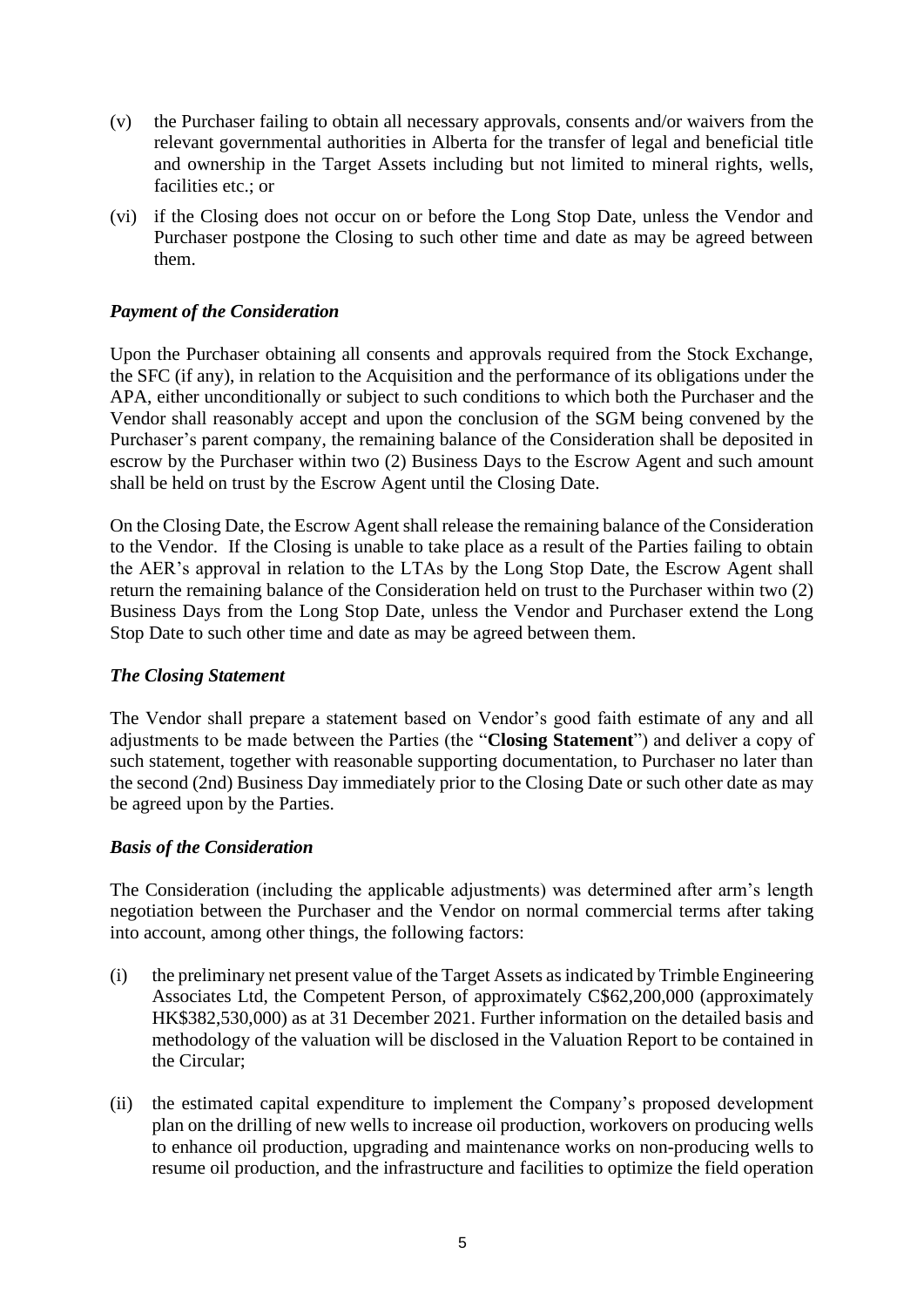(v) the Purchaser failing to obtain all necessary approvals, consents and/or waivers from the relevant governmental authorities in Alberta for the transfer of legal and beneficial title and ownership in the Target Assets including but not limited to mineral rights, wells, facilities etc.; or

(vi) if the Closing does not occur on or before the Long Stop Date, unless the Vendor and Purchaser postpone the Closing to such other time and date as may be agreed between them.

***Payment of the Consideration***

Upon the Purchaser obtaining all consents and approvals required from the Stock Exchange, the SFC (if any), in relation to the Acquisition and the performance of its obligations under the APA, either unconditionally or subject to such conditions to which both the Purchaser and the Vendor shall reasonably accept and upon the conclusion of the SGM being convened by the Purchaser's parent company, the remaining balance of the Consideration shall be deposited in escrow by the Purchaser within two (2) Business Days to the Escrow Agent and such amount shall be held on trust by the Escrow Agent until the Closing Date.

On the Closing Date, the Escrow Agent shall release the remaining balance of the Consideration to the Vendor. If the Closing is unable to take place as a result of the Parties failing to obtain the AER's approval in relation to the LTAs by the Long Stop Date, the Escrow Agent shall return the remaining balance of the Consideration held on trust to the Purchaser within two (2) Business Days from the Long Stop Date, unless the Vendor and Purchaser extend the Long Stop Date to such other time and date as may be agreed between them.

***The Closing Statement***

The Vendor shall prepare a statement based on Vendor's good faith estimate of any and all adjustments to be made between the Parties (the "**Closing Statement**") and deliver a copy of such statement, together with reasonable supporting documentation, to Purchaser no later than the second (2nd) Business Day immediately prior to the Closing Date or such other date as may be agreed upon by the Parties.

***Basis of the Consideration***

The Consideration (including the applicable adjustments) was determined after arm's length negotiation between the Purchaser and the Vendor on normal commercial terms after taking into account, among other things, the following factors:

(i) the preliminary net present value of the Target Assets as indicated by Trimble Engineering Associates Ltd, the Competent Person, of approximately C$62,200,000 (approximately HK$382,530,000) as at 31 December 2021. Further information on the detailed basis and methodology of the valuation will be disclosed in the Valuation Report to be contained in the Circular;

(ii) the estimated capital expenditure to implement the Company's proposed development plan on the drilling of new wells to increase oil production, workovers on producing wells to enhance oil production, upgrading and maintenance works on non-producing wells to resume oil production, and the infrastructure and facilities to optimize the field operation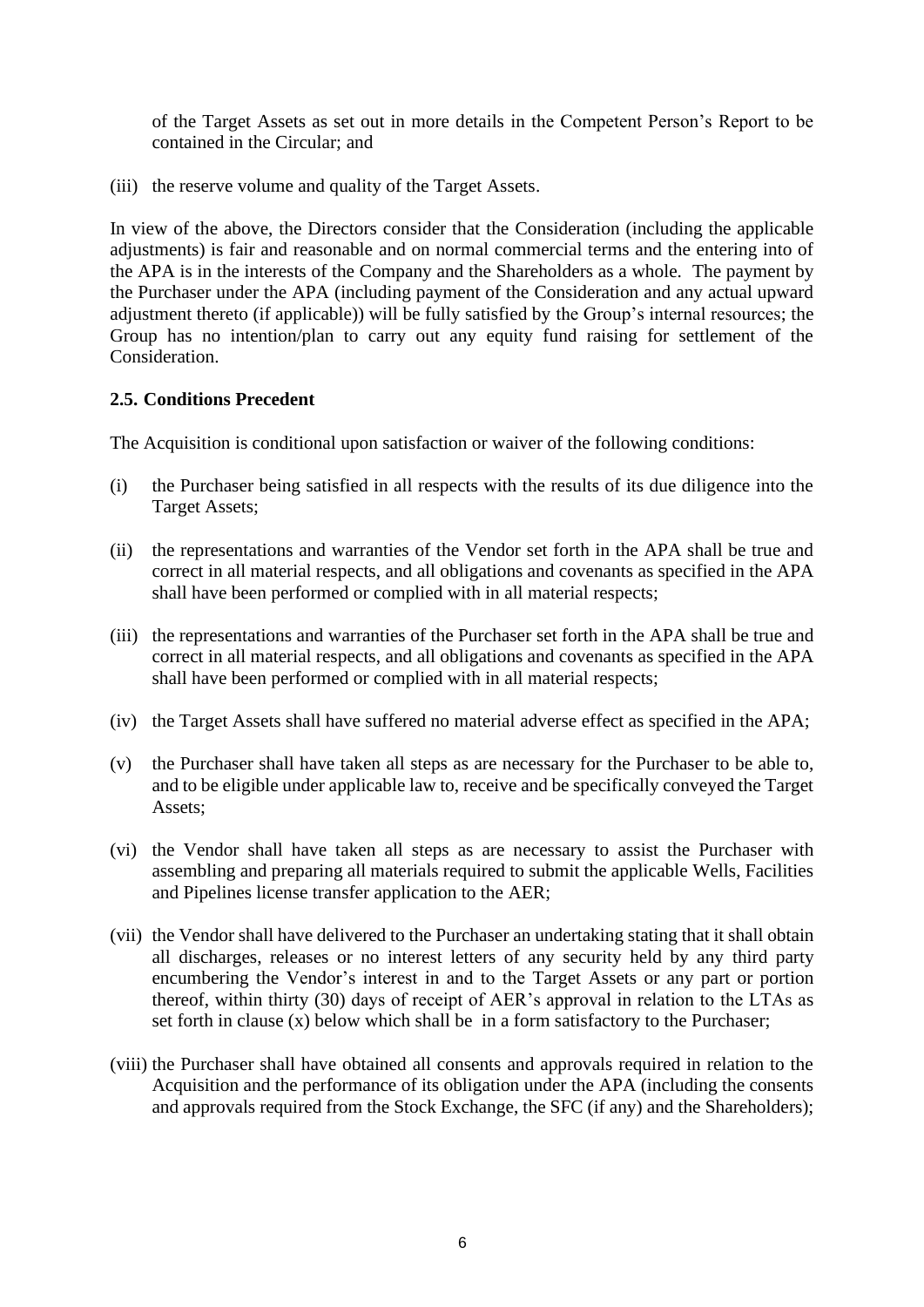of the Target Assets as set out in more details in the Competent Person's Report to be contained in the Circular; and

(iii) the reserve volume and quality of the Target Assets.

In view of the above, the Directors consider that the Consideration (including the applicable adjustments) is fair and reasonable and on normal commercial terms and the entering into of the APA is in the interests of the Company and the Shareholders as a whole. The payment by the Purchaser under the APA (including payment of the Consideration and any actual upward adjustment thereto (if applicable)) will be fully satisfied by the Group's internal resources; the Group has no intention/plan to carry out any equity fund raising for settlement of the Consideration.

### 2.5. Conditions Precedent

The Acquisition is conditional upon satisfaction or waiver of the following conditions:

(i) the Purchaser being satisfied in all respects with the results of its due diligence into the Target Assets;

(ii) the representations and warranties of the Vendor set forth in the APA shall be true and correct in all material respects, and all obligations and covenants as specified in the APA shall have been performed or complied with in all material respects;

(iii) the representations and warranties of the Purchaser set forth in the APA shall be true and correct in all material respects, and all obligations and covenants as specified in the APA shall have been performed or complied with in all material respects;

(iv) the Target Assets shall have suffered no material adverse effect as specified in the APA;

(v) the Purchaser shall have taken all steps as are necessary for the Purchaser to be able to, and to be eligible under applicable law to, receive and be specifically conveyed the Target Assets;

(vi) the Vendor shall have taken all steps as are necessary to assist the Purchaser with assembling and preparing all materials required to submit the applicable Wells, Facilities and Pipelines license transfer application to the AER;

(vii) the Vendor shall have delivered to the Purchaser an undertaking stating that it shall obtain all discharges, releases or no interest letters of any security held by any third party encumbering the Vendor's interest in and to the Target Assets or any part or portion thereof, within thirty (30) days of receipt of AER's approval in relation to the LTAs as set forth in clause (x) below which shall be in a form satisfactory to the Purchaser;

(viii) the Purchaser shall have obtained all consents and approvals required in relation to the Acquisition and the performance of its obligation under the APA (including the consents and approvals required from the Stock Exchange, the SFC (if any) and the Shareholders);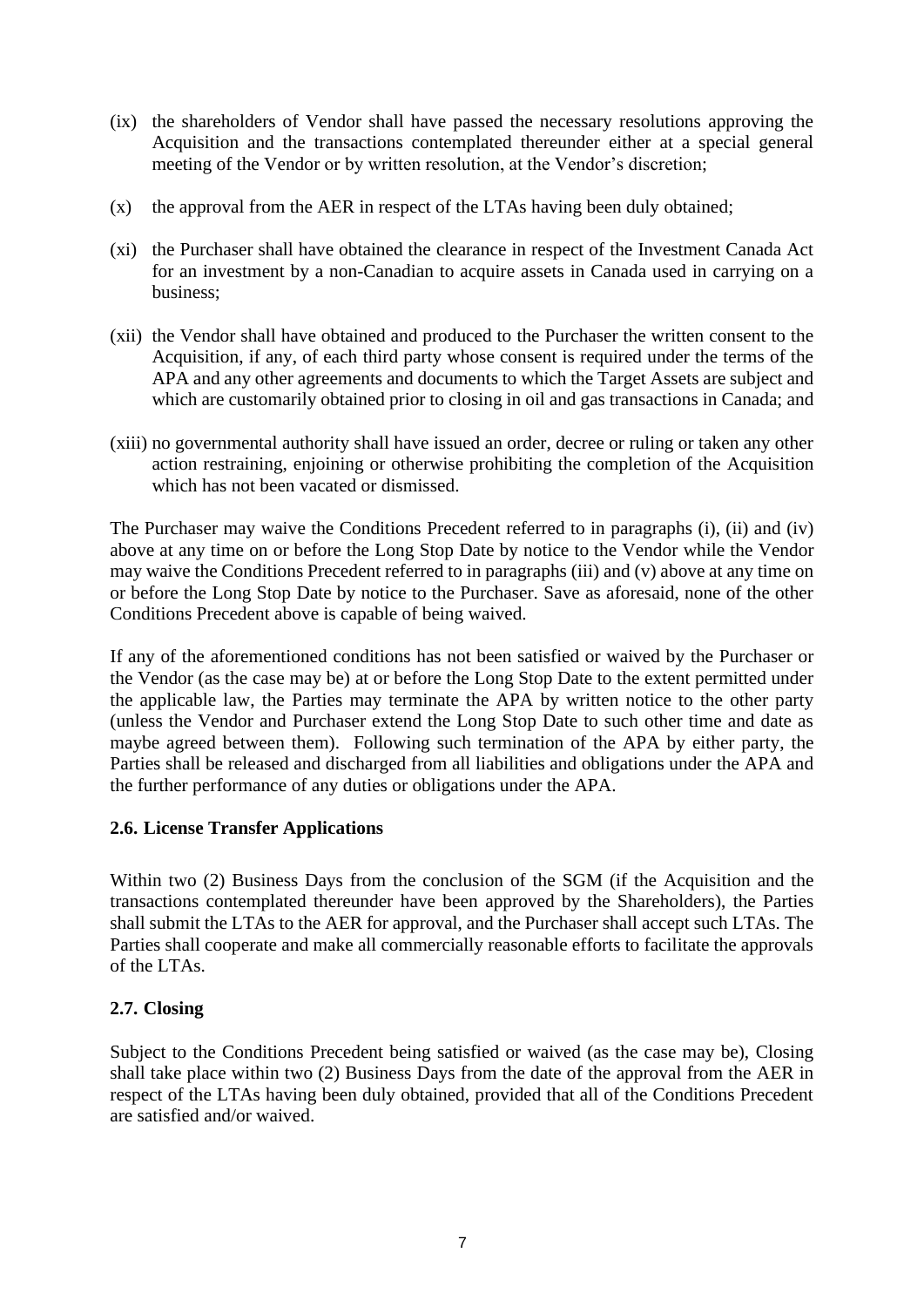(ix) the shareholders of Vendor shall have passed the necessary resolutions approving the Acquisition and the transactions contemplated thereunder either at a special general meeting of the Vendor or by written resolution, at the Vendor's discretion;

(x) the approval from the AER in respect of the LTAs having been duly obtained;

(xi) the Purchaser shall have obtained the clearance in respect of the Investment Canada Act for an investment by a non-Canadian to acquire assets in Canada used in carrying on a business;

(xii) the Vendor shall have obtained and produced to the Purchaser the written consent to the Acquisition, if any, of each third party whose consent is required under the terms of the APA and any other agreements and documents to which the Target Assets are subject and which are customarily obtained prior to closing in oil and gas transactions in Canada; and

(xiii) no governmental authority shall have issued an order, decree or ruling or taken any other action restraining, enjoining or otherwise prohibiting the completion of the Acquisition which has not been vacated or dismissed.

The Purchaser may waive the Conditions Precedent referred to in paragraphs (i), (ii) and (iv) above at any time on or before the Long Stop Date by notice to the Vendor while the Vendor may waive the Conditions Precedent referred to in paragraphs (iii) and (v) above at any time on or before the Long Stop Date by notice to the Purchaser. Save as aforesaid, none of the other Conditions Precedent above is capable of being waived.

If any of the aforementioned conditions has not been satisfied or waived by the Purchaser or the Vendor (as the case may be) at or before the Long Stop Date to the extent permitted under the applicable law, the Parties may terminate the APA by written notice to the other party (unless the Vendor and Purchaser extend the Long Stop Date to such other time and date as maybe agreed between them). Following such termination of the APA by either party, the Parties shall be released and discharged from all liabilities and obligations under the APA and the further performance of any duties or obligations under the APA.

### 2.6. License Transfer Applications

Within two (2) Business Days from the conclusion of the SGM (if the Acquisition and the transactions contemplated thereunder have been approved by the Shareholders), the Parties shall submit the LTAs to the AER for approval, and the Purchaser shall accept such LTAs. The Parties shall cooperate and make all commercially reasonable efforts to facilitate the approvals of the LTAs.

### 2.7. Closing

Subject to the Conditions Precedent being satisfied or waived (as the case may be), Closing shall take place within two (2) Business Days from the date of the approval from the AER in respect of the LTAs having been duly obtained, provided that all of the Conditions Precedent are satisfied and/or waived.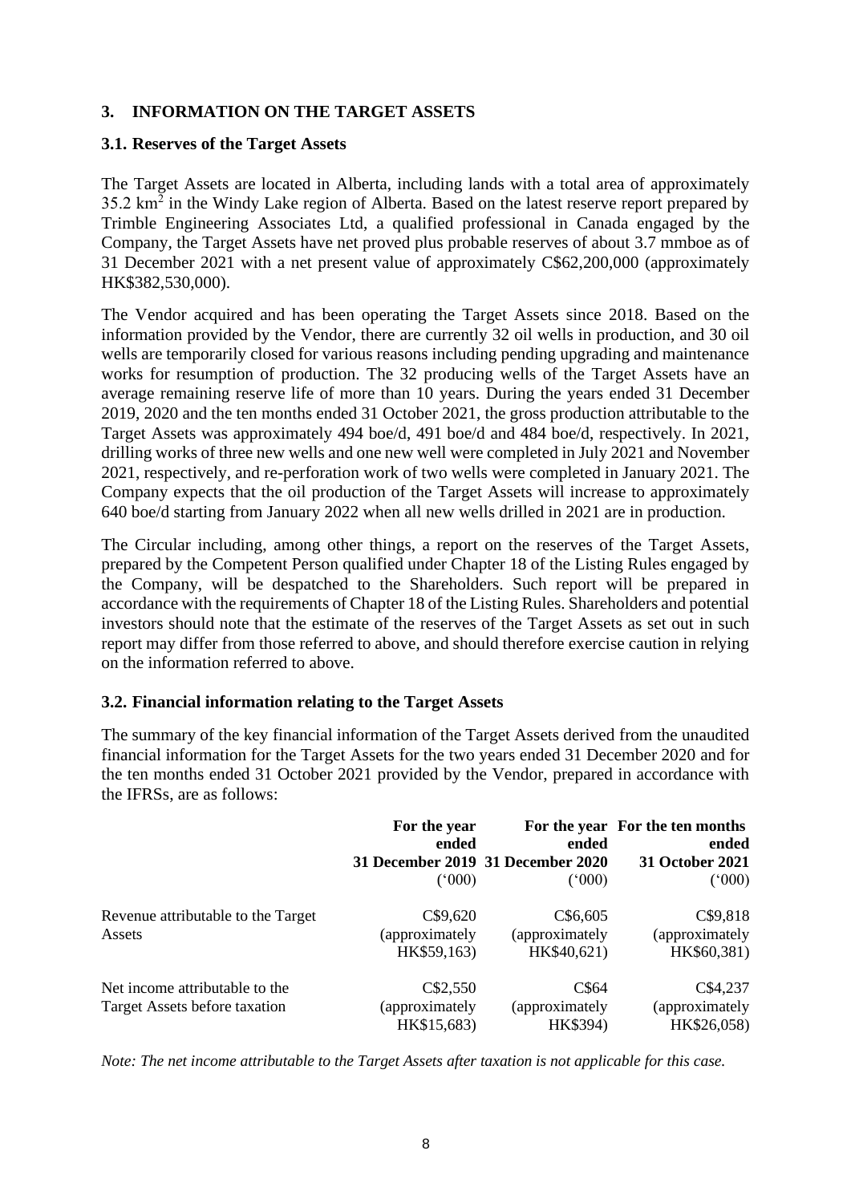## 3. INFORMATION ON THE TARGET ASSETS

### 3.1. Reserves of the Target Assets

The Target Assets are located in Alberta, including lands with a total area of approximately 35.2 $km^2$ in the Windy Lake region of Alberta. Based on the latest reserve report prepared by Trimble Engineering Associates Ltd, a qualified professional in Canada engaged by the Company, the Target Assets have net proved plus probable reserves of about 3.7 mmboe as of 31 December 2021 with a net present value of approximately C$62,200,000 (approximately HK$382,530,000).

The Vendor acquired and has been operating the Target Assets since 2018. Based on the information provided by the Vendor, there are currently 32 oil wells in production, and 30 oil wells are temporarily closed for various reasons including pending upgrading and maintenance works for resumption of production. The 32 producing wells of the Target Assets have an average remaining reserve life of more than 10 years. During the years ended 31 December 2019, 2020 and the ten months ended 31 October 2021, the gross production attributable to the Target Assets was approximately 494 boe/d, 491 boe/d and 484 boe/d, respectively. In 2021, drilling works of three new wells and one new well were completed in July 2021 and November 2021, respectively, and re-perforation work of two wells were completed in January 2021. The Company expects that the oil production of the Target Assets will increase to approximately 640 boe/d starting from January 2022 when all new wells drilled in 2021 are in production.

The Circular including, among other things, a report on the reserves of the Target Assets, prepared by the Competent Person qualified under Chapter 18 of the Listing Rules engaged by the Company, will be despatched to the Shareholders. Such report will be prepared in accordance with the requirements of Chapter 18 of the Listing Rules. Shareholders and potential investors should note that the estimate of the reserves of the Target Assets as set out in such report may differ from those referred to above, and should therefore exercise caution in relying on the information referred to above.

### 3.2. Financial information relating to the Target Assets

The summary of the key financial information of the Target Assets derived from the unaudited financial information for the Target Assets for the two years ended 31 December 2020 and for the ten months ended 31 October 2021 provided by the Vendor, prepared in accordance with the IFRSs, are as follows:

| | **For the year ended 31 December 2019** ('000) | **For the year ended 31 December 2020** ('000) | **For the ten months ended 31 October 2021** ('000) |
|---|---|---|---|
| Revenue attributable to the Target Assets | C$9,620 (approximately HK$59,163) | C$6,605 (approximately HK$40,621) | C$9,818 (approximately HK$60,381) |
| Net income attributable to the Target Assets before taxation | C$2,550 (approximately HK$15,683) | C$64 (approximately HK$394) | C$4,237 (approximately HK$26,058) |

*Note: The net income attributable to the Target Assets after taxation is not applicable for this case.*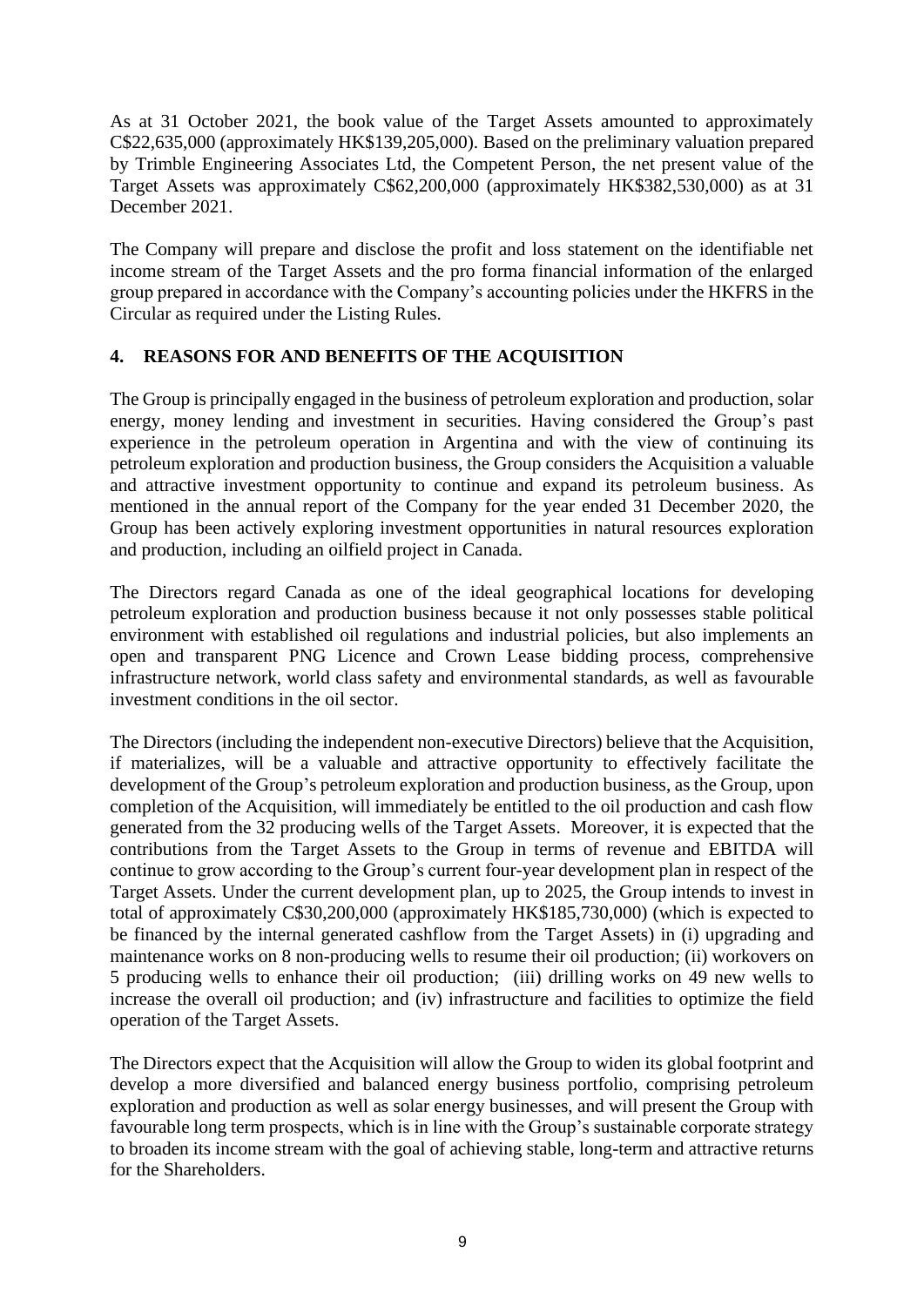As at 31 October 2021, the book value of the Target Assets amounted to approximately C$22,635,000 (approximately HK$139,205,000). Based on the preliminary valuation prepared by Trimble Engineering Associates Ltd, the Competent Person, the net present value of the Target Assets was approximately C$62,200,000 (approximately HK$382,530,000) as at 31 December 2021.

The Company will prepare and disclose the profit and loss statement on the identifiable net income stream of the Target Assets and the pro forma financial information of the enlarged group prepared in accordance with the Company's accounting policies under the HKFRS in the Circular as required under the Listing Rules.

## 4. REASONS FOR AND BENEFITS OF THE ACQUISITION

The Group is principally engaged in the business of petroleum exploration and production, solar energy, money lending and investment in securities. Having considered the Group's past experience in the petroleum operation in Argentina and with the view of continuing its petroleum exploration and production business, the Group considers the Acquisition a valuable and attractive investment opportunity to continue and expand its petroleum business. As mentioned in the annual report of the Company for the year ended 31 December 2020, the Group has been actively exploring investment opportunities in natural resources exploration and production, including an oilfield project in Canada.

The Directors regard Canada as one of the ideal geographical locations for developing petroleum exploration and production business because it not only possesses stable political environment with established oil regulations and industrial policies, but also implements an open and transparent PNG Licence and Crown Lease bidding process, comprehensive infrastructure network, world class safety and environmental standards, as well as favourable investment conditions in the oil sector.

The Directors (including the independent non-executive Directors) believe that the Acquisition, if materializes, will be a valuable and attractive opportunity to effectively facilitate the development of the Group's petroleum exploration and production business, as the Group, upon completion of the Acquisition, will immediately be entitled to the oil production and cash flow generated from the 32 producing wells of the Target Assets. Moreover, it is expected that the contributions from the Target Assets to the Group in terms of revenue and EBITDA will continue to grow according to the Group's current four-year development plan in respect of the Target Assets. Under the current development plan, up to 2025, the Group intends to invest in total of approximately C$30,200,000 (approximately HK$185,730,000) (which is expected to be financed by the internal generated cashflow from the Target Assets) in (i) upgrading and maintenance works on 8 non-producing wells to resume their oil production; (ii) workovers on 5 producing wells to enhance their oil production; (iii) drilling works on 49 new wells to increase the overall oil production; and (iv) infrastructure and facilities to optimize the field operation of the Target Assets.

The Directors expect that the Acquisition will allow the Group to widen its global footprint and develop a more diversified and balanced energy business portfolio, comprising petroleum exploration and production as well as solar energy businesses, and will present the Group with favourable long term prospects, which is in line with the Group's sustainable corporate strategy to broaden its income stream with the goal of achieving stable, long-term and attractive returns for the Shareholders.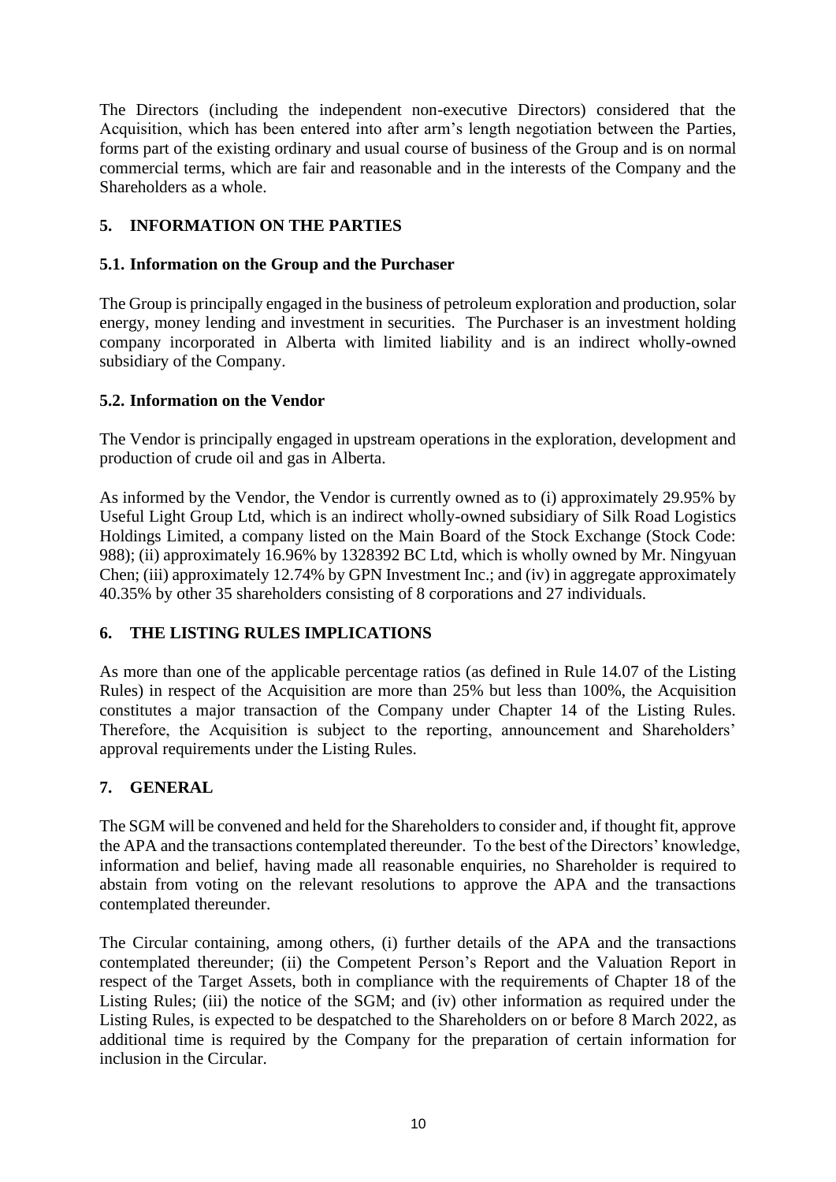The Directors (including the independent non-executive Directors) considered that the Acquisition, which has been entered into after arm's length negotiation between the Parties, forms part of the existing ordinary and usual course of business of the Group and is on normal commercial terms, which are fair and reasonable and in the interests of the Company and the Shareholders as a whole.

## 5. INFORMATION ON THE PARTIES

### 5.1. Information on the Group and the Purchaser

The Group is principally engaged in the business of petroleum exploration and production, solar energy, money lending and investment in securities. The Purchaser is an investment holding company incorporated in Alberta with limited liability and is an indirect wholly-owned subsidiary of the Company.

### 5.2. Information on the Vendor

The Vendor is principally engaged in upstream operations in the exploration, development and production of crude oil and gas in Alberta.

As informed by the Vendor, the Vendor is currently owned as to (i) approximately 29.95% by Useful Light Group Ltd, which is an indirect wholly-owned subsidiary of Silk Road Logistics Holdings Limited, a company listed on the Main Board of the Stock Exchange (Stock Code: 988); (ii) approximately 16.96% by 1328392 BC Ltd, which is wholly owned by Mr. Ningyuan Chen; (iii) approximately 12.74% by GPN Investment Inc.; and (iv) in aggregate approximately 40.35% by other 35 shareholders consisting of 8 corporations and 27 individuals.

## 6. THE LISTING RULES IMPLICATIONS

As more than one of the applicable percentage ratios (as defined in Rule 14.07 of the Listing Rules) in respect of the Acquisition are more than 25% but less than 100%, the Acquisition constitutes a major transaction of the Company under Chapter 14 of the Listing Rules. Therefore, the Acquisition is subject to the reporting, announcement and Shareholders' approval requirements under the Listing Rules.

## 7. GENERAL

The SGM will be convened and held for the Shareholders to consider and, if thought fit, approve the APA and the transactions contemplated thereunder. To the best of the Directors' knowledge, information and belief, having made all reasonable enquiries, no Shareholder is required to abstain from voting on the relevant resolutions to approve the APA and the transactions contemplated thereunder.

The Circular containing, among others, (i) further details of the APA and the transactions contemplated thereunder; (ii) the Competent Person's Report and the Valuation Report in respect of the Target Assets, both in compliance with the requirements of Chapter 18 of the Listing Rules; (iii) the notice of the SGM; and (iv) other information as required under the Listing Rules, is expected to be despatched to the Shareholders on or before 8 March 2022, as additional time is required by the Company for the preparation of certain information for inclusion in the Circular.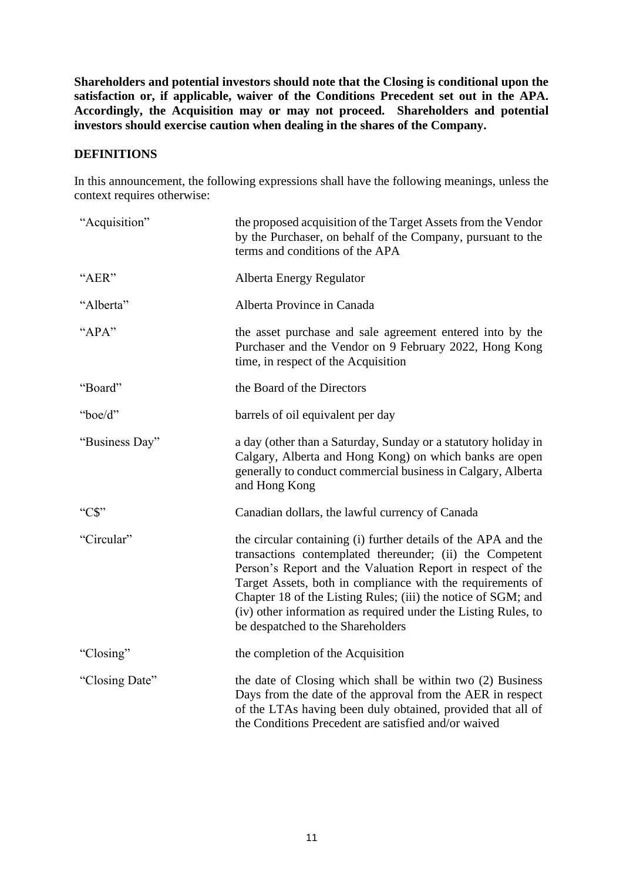**Shareholders and potential investors should note that the Closing is conditional upon the satisfaction or, if applicable, waiver of the Conditions Precedent set out in the APA. Accordingly, the Acquisition may or may not proceed. Shareholders and potential investors should exercise caution when dealing in the shares of the Company.**

## DEFINITIONS

In this announcement, the following expressions shall have the following meanings, unless the context requires otherwise:

| | |
|---|---|
| "Acquisition" | the proposed acquisition of the Target Assets from the Vendor by the Purchaser, on behalf of the Company, pursuant to the terms and conditions of the APA |
| "AER" | Alberta Energy Regulator |
| "Alberta" | Alberta Province in Canada |
| "APA" | the asset purchase and sale agreement entered into by the Purchaser and the Vendor on 9 February 2022, Hong Kong time, in respect of the Acquisition |
| "Board" | the Board of the Directors |
| "boe/d" | barrels of oil equivalent per day |
| "Business Day" | a day (other than a Saturday, Sunday or a statutory holiday in Calgary, Alberta and Hong Kong) on which banks are open generally to conduct commercial business in Calgary, Alberta and Hong Kong |
| "C$" | Canadian dollars, the lawful currency of Canada |
| "Circular" | the circular containing (i) further details of the APA and the transactions contemplated thereunder; (ii) the Competent Person's Report and the Valuation Report in respect of the Target Assets, both in compliance with the requirements of Chapter 18 of the Listing Rules; (iii) the notice of SGM; and (iv) other information as required under the Listing Rules, to be despatched to the Shareholders |
| "Closing" | the completion of the Acquisition |
| "Closing Date" | the date of Closing which shall be within two (2) Business Days from the date of the approval from the AER in respect of the LTAs having been duly obtained, provided that all of the Conditions Precedent are satisfied and/or waived |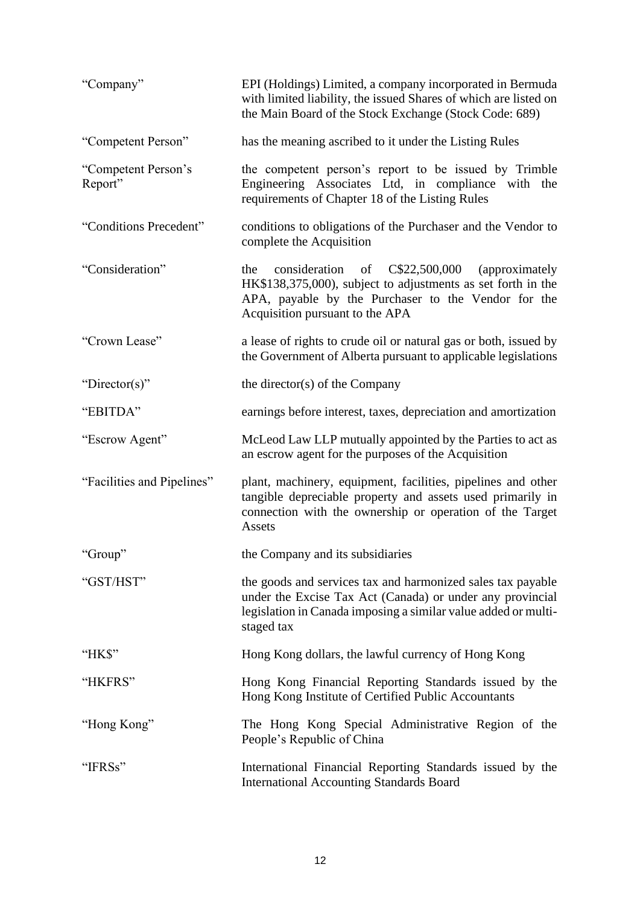| | |
|---|---|
| "Company" | EPI (Holdings) Limited, a company incorporated in Bermuda with limited liability, the issued Shares of which are listed on the Main Board of the Stock Exchange (Stock Code: 689) |
| "Competent Person" | has the meaning ascribed to it under the Listing Rules |
| "Competent Person's Report" | the competent person's report to be issued by Trimble Engineering Associates Ltd, in compliance with the requirements of Chapter 18 of the Listing Rules |
| "Conditions Precedent" | conditions to obligations of the Purchaser and the Vendor to complete the Acquisition |
| "Consideration" | the consideration of C$22,500,000 (approximately HK$138,375,000), subject to adjustments as set forth in the APA, payable by the Purchaser to the Vendor for the Acquisition pursuant to the APA |
| "Crown Lease" | a lease of rights to crude oil or natural gas or both, issued by the Government of Alberta pursuant to applicable legislations |
| "Director(s)" | the director(s) of the Company |
| "EBITDA" | earnings before interest, taxes, depreciation and amortization |
| "Escrow Agent" | McLeod Law LLP mutually appointed by the Parties to act as an escrow agent for the purposes of the Acquisition |
| "Facilities and Pipelines" | plant, machinery, equipment, facilities, pipelines and other tangible depreciable property and assets used primarily in connection with the ownership or operation of the Target Assets |
| "Group" | the Company and its subsidiaries |
| "GST/HST" | the goods and services tax and harmonized sales tax payable under the Excise Tax Act (Canada) or under any provincial legislation in Canada imposing a similar value added or multi-staged tax |
| "HK$" | Hong Kong dollars, the lawful currency of Hong Kong |
| "HKFRS" | Hong Kong Financial Reporting Standards issued by the Hong Kong Institute of Certified Public Accountants |
| "Hong Kong" | The Hong Kong Special Administrative Region of the People's Republic of China |
| "IFRSs" | International Financial Reporting Standards issued by the International Accounting Standards Board |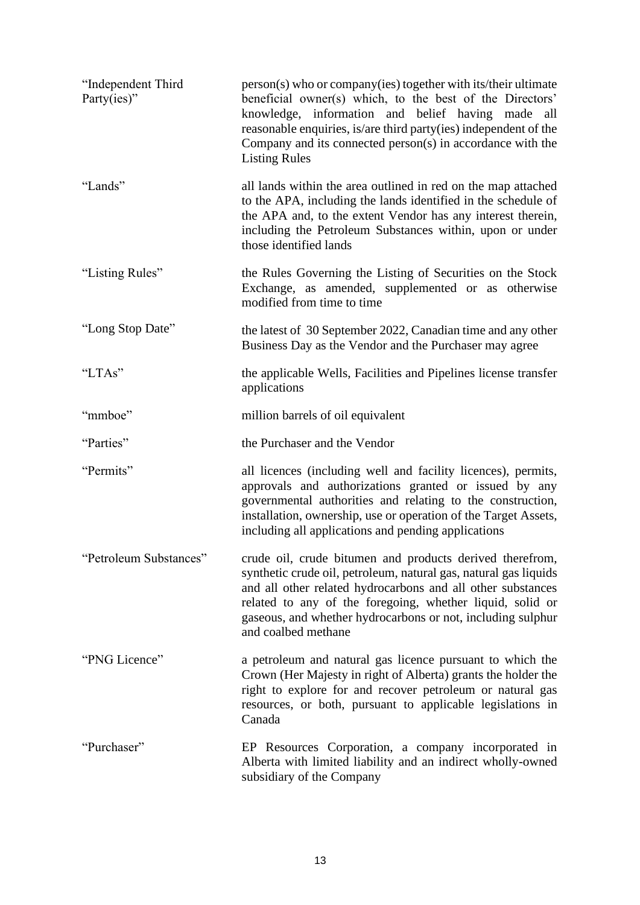| | |
|---|---|
| "Independent Third Party(ies)" | person(s) who or company(ies) together with its/their ultimate beneficial owner(s) which, to the best of the Directors' knowledge, information and belief having made all reasonable enquiries, is/are third party(ies) independent of the Company and its connected person(s) in accordance with the Listing Rules |
| "Lands" | all lands within the area outlined in red on the map attached to the APA, including the lands identified in the schedule of the APA and, to the extent Vendor has any interest therein, including the Petroleum Substances within, upon or under those identified lands |
| "Listing Rules" | the Rules Governing the Listing of Securities on the Stock Exchange, as amended, supplemented or as otherwise modified from time to time |
| "Long Stop Date" | the latest of 30 September 2022, Canadian time and any other Business Day as the Vendor and the Purchaser may agree |
| "LTAs" | the applicable Wells, Facilities and Pipelines license transfer applications |
| "mmboe" | million barrels of oil equivalent |
| "Parties" | the Purchaser and the Vendor |
| "Permits" | all licences (including well and facility licences), permits, approvals and authorizations granted or issued by any governmental authorities and relating to the construction, installation, ownership, use or operation of the Target Assets, including all applications and pending applications |
| "Petroleum Substances" | crude oil, crude bitumen and products derived therefrom, synthetic crude oil, petroleum, natural gas, natural gas liquids and all other related hydrocarbons and all other substances related to any of the foregoing, whether liquid, solid or gaseous, and whether hydrocarbons or not, including sulphur and coalbed methane |
| "PNG Licence" | a petroleum and natural gas licence pursuant to which the Crown (Her Majesty in right of Alberta) grants the holder the right to explore for and recover petroleum or natural gas resources, or both, pursuant to applicable legislations in Canada |
| "Purchaser" | EP Resources Corporation, a company incorporated in Alberta with limited liability and an indirect wholly-owned subsidiary of the Company |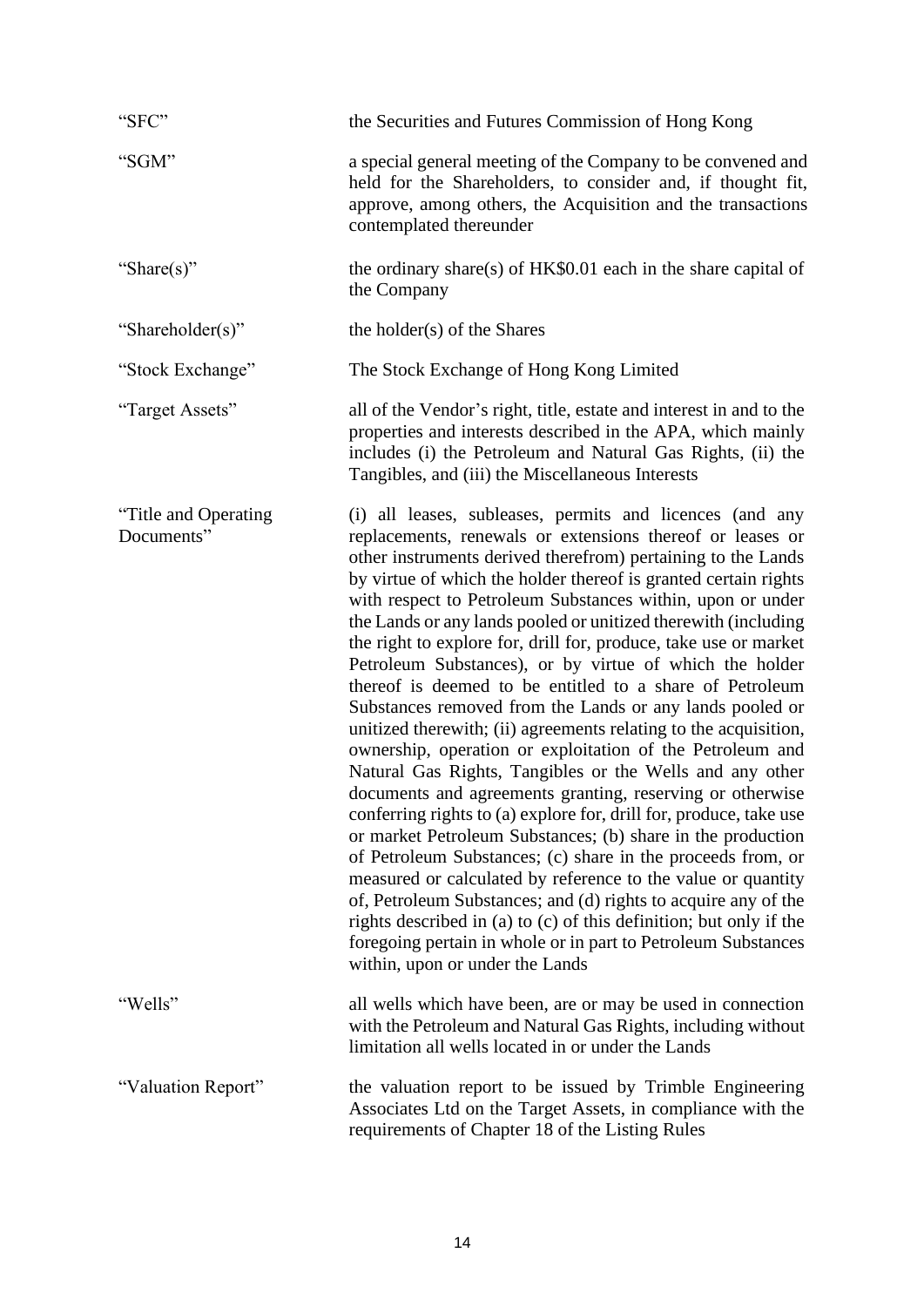| | |
|---|---|
| "SFC" | the Securities and Futures Commission of Hong Kong |
| "SGM" | a special general meeting of the Company to be convened and held for the Shareholders, to consider and, if thought fit, approve, among others, the Acquisition and the transactions contemplated thereunder |
| "Share(s)" | the ordinary share(s) of HK$0.01 each in the share capital of the Company |
| "Shareholder(s)" | the holder(s) of the Shares |
| "Stock Exchange" | The Stock Exchange of Hong Kong Limited |
| "Target Assets" | all of the Vendor's right, title, estate and interest in and to the properties and interests described in the APA, which mainly includes (i) the Petroleum and Natural Gas Rights, (ii) the Tangibles, and (iii) the Miscellaneous Interests |
| "Title and Operating Documents" | (i) all leases, subleases, permits and licences (and any replacements, renewals or extensions thereof or leases or other instruments derived therefrom) pertaining to the Lands by virtue of which the holder thereof is granted certain rights with respect to Petroleum Substances within, upon or under the Lands or any lands pooled or unitized therewith (including the right to explore for, drill for, produce, take use or market Petroleum Substances), or by virtue of which the holder thereof is deemed to be entitled to a share of Petroleum Substances removed from the Lands or any lands pooled or unitized therewith; (ii) agreements relating to the acquisition, ownership, operation or exploitation of the Petroleum and Natural Gas Rights, Tangibles or the Wells and any other documents and agreements granting, reserving or otherwise conferring rights to (a) explore for, drill for, produce, take use or market Petroleum Substances; (b) share in the production of Petroleum Substances; (c) share in the proceeds from, or measured or calculated by reference to the value or quantity of, Petroleum Substances; and (d) rights to acquire any of the rights described in (a) to (c) of this definition; but only if the foregoing pertain in whole or in part to Petroleum Substances within, upon or under the Lands |
| "Wells" | all wells which have been, are or may be used in connection with the Petroleum and Natural Gas Rights, including without limitation all wells located in or under the Lands |
| "Valuation Report" | the valuation report to be issued by Trimble Engineering Associates Ltd on the Target Assets, in compliance with the requirements of Chapter 18 of the Listing Rules |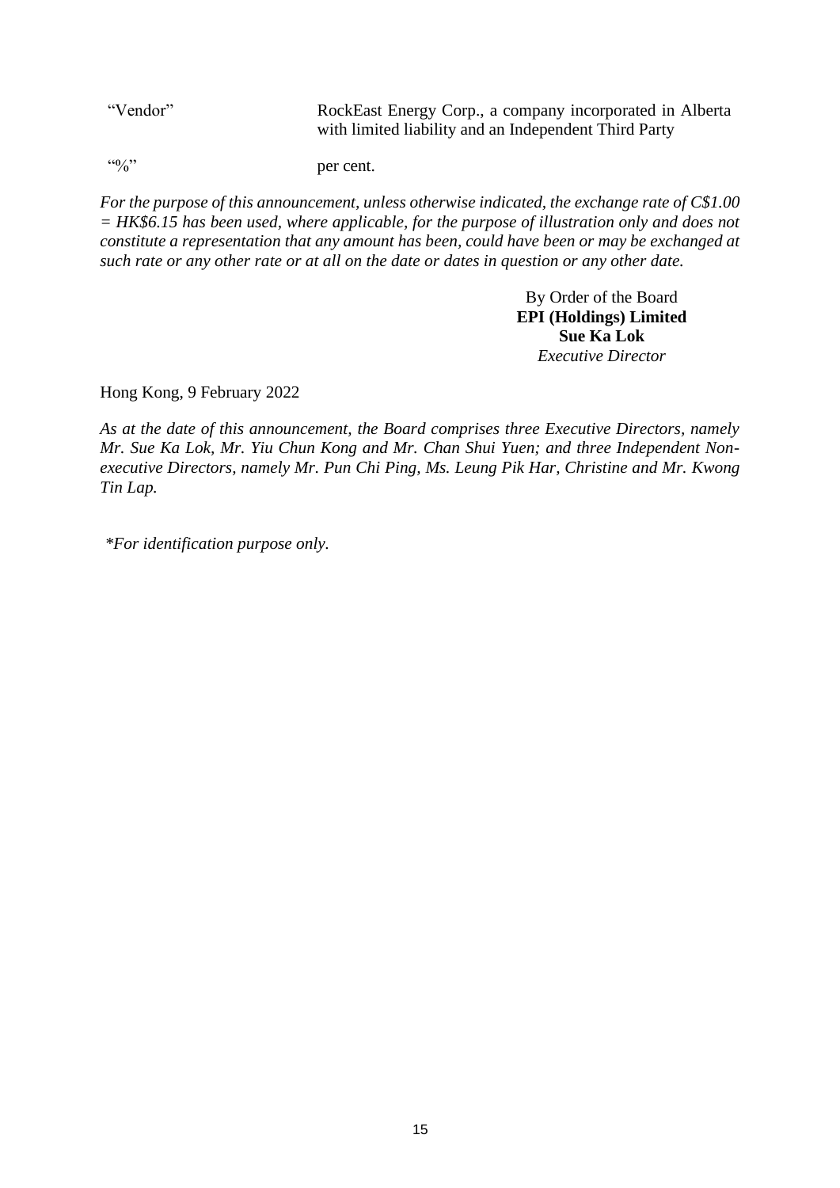| | |
|---|---|
| "Vendor" | RockEast Energy Corp., a company incorporated in Alberta with limited liability and an Independent Third Party |
| "%" | per cent. |

*For the purpose of this announcement, unless otherwise indicated, the exchange rate of C$1.00 = HK$6.15 has been used, where applicable, for the purpose of illustration only and does not constitute a representation that any amount has been, could have been or may be exchanged at such rate or any other rate or at all on the date or dates in question or any other date.*

By Order of the Board
**EPI (Holdings) Limited**
**Sue Ka Lok**
*Executive Director*

Hong Kong, 9 February 2022

*As at the date of this announcement, the Board comprises three Executive Directors, namely Mr. Sue Ka Lok, Mr. Yiu Chun Kong and Mr. Chan Shui Yuen; and three Independent Non-executive Directors, namely Mr. Pun Chi Ping, Ms. Leung Pik Har, Christine and Mr. Kwong Tin Lap.*

*For identification purpose only.*